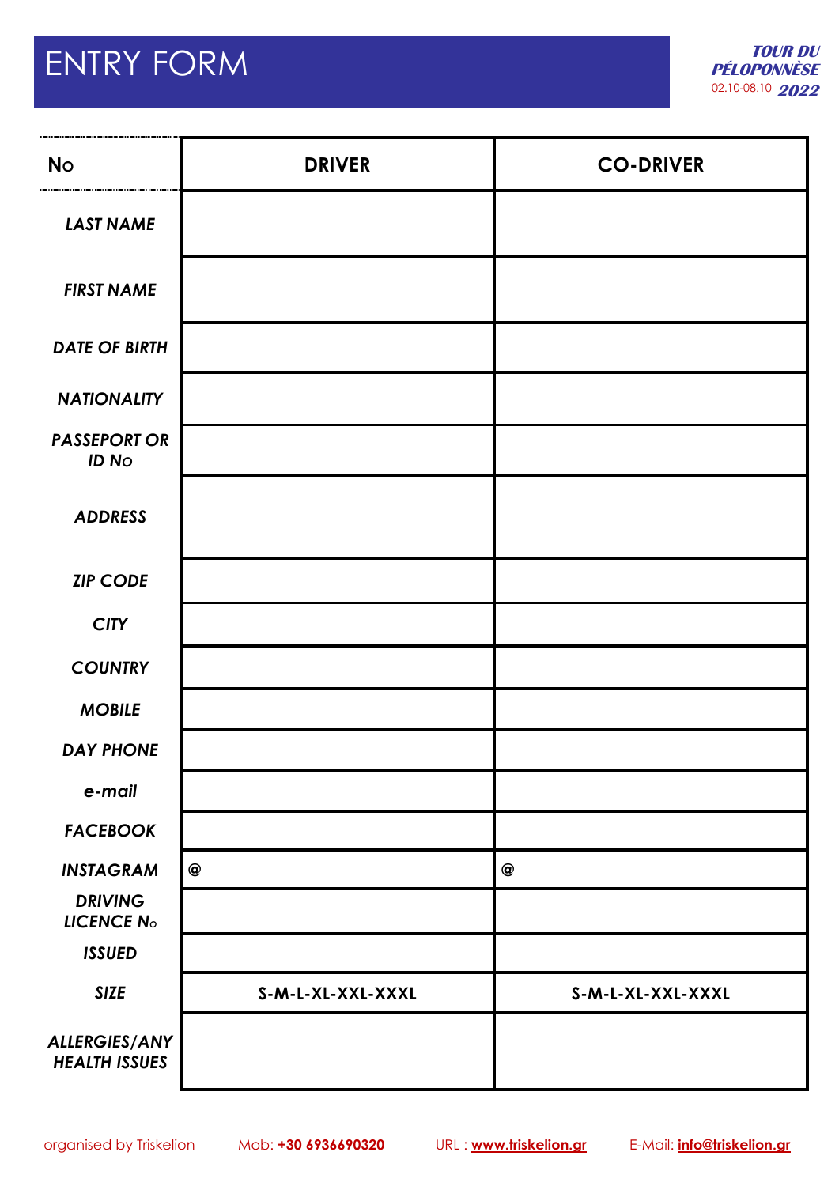# ENTRY FORM

***TOUR DU PÉLOPONNÈSE***
02.10-08.10 ***2022***

| **No** | **DRIVER** | **CO-DRIVER** |
|---|---|---|
| ***LAST NAME*** | | |
| ***FIRST NAME*** | | |
| ***DATE OF BIRTH*** | | |
| ***NATIONALITY*** | | |
| ***PASSEPORT OR ID No*** | | |
| ***ADDRESS*** | | |
| ***ZIP CODE*** | | |
| ***CITY*** | | |
| ***COUNTRY*** | | |
| ***MOBILE*** | | |
| ***DAY PHONE*** | | |
| ***e-mail*** | | |
| ***FACEBOOK*** | | |
| ***INSTAGRAM*** | @ | @ |
| ***DRIVING LICENCE No*** | | |
| ***ISSUED*** | | |
| ***SIZE*** | **S-M-L-XL-XXL-XXXL** | **S-M-L-XL-XXL-XXXL** |
| ***ALLERGIES/ANY HEALTH ISSUES*** | | |

organised by Triskelion Mob: **+30 6936690320** URL : **www.triskelion.gr** E-Mail: **info@triskelion.gr**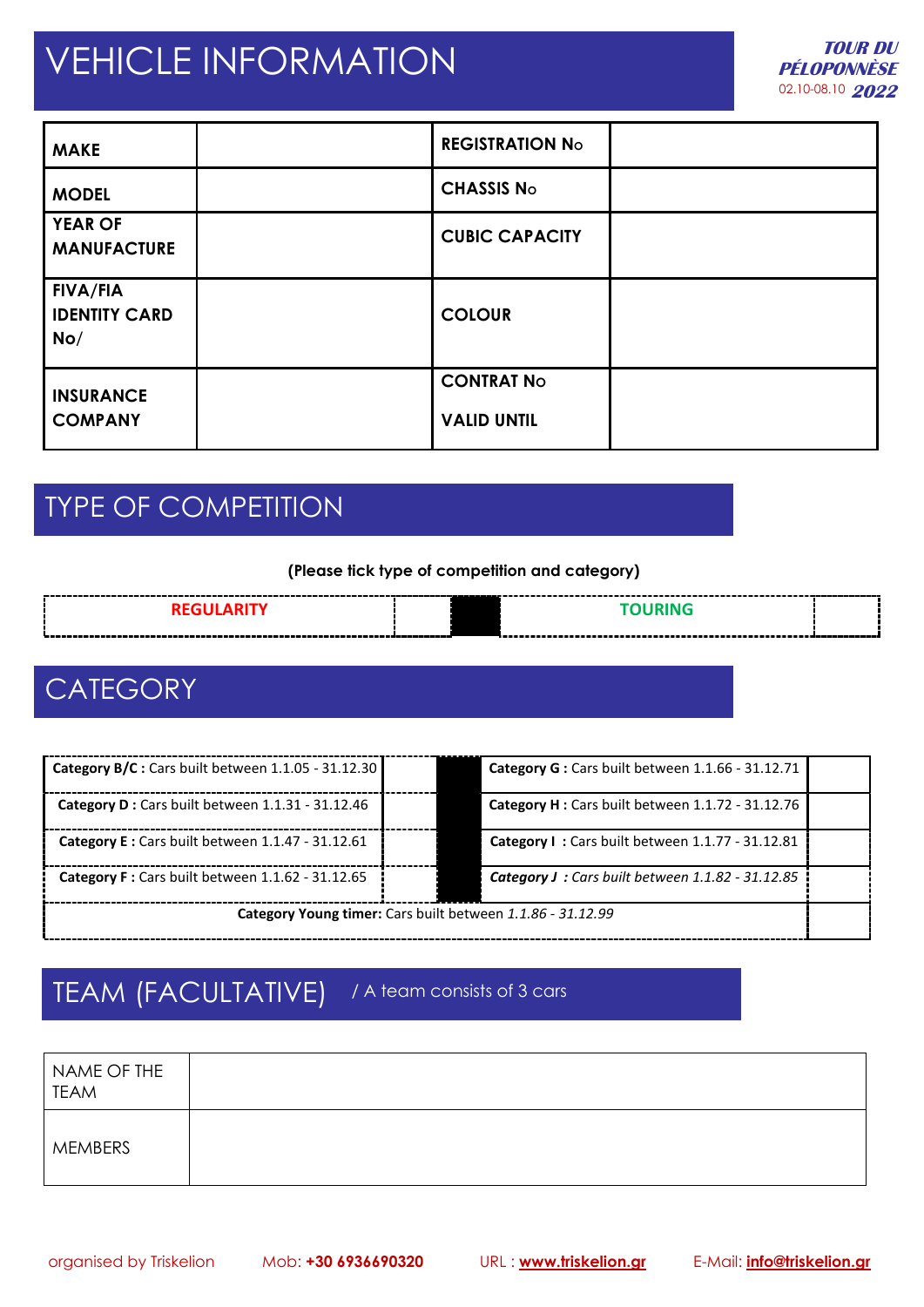# VEHICLE INFORMATION

**TOUR DU PÉLOPONNÈSE**
02.10-08.10 **2022**

| **MAKE** | | **REGISTRATION No** | |
|---|---|---|---|
| **MODEL** | | **CHASSIS No** | |
| **YEAR OF MANUFACTURE** | | **CUBIC CAPACITY** | |
| **FIVA/FIA IDENTITY CARD No/** | | **COLOUR** | |
| **INSURANCE COMPANY** | | **CONTRAT No**<br>**VALID UNTIL** | |

# TYPE OF COMPETITION

**(Please tick type of competition and category)**

| **REGULARITY** | | | **TOURING** | |
|---|---|---|---|---|

# CATEGORY

| | | | | |
|---|---|---|---|---|
| **Category B/C :** Cars built between 1.1.05 - 31.12.30 | | | **Category G :** Cars built between 1.1.66 - 31.12.71 | |
| **Category D :** Cars built between 1.1.31 - 31.12.46 | | | **Category H :** Cars built between 1.1.72 - 31.12.76 | |
| **Category E :** Cars built between 1.1.47 - 31.12.61 | | | **Category I :** Cars built between 1.1.77 - 31.12.81 | |
| **Category F :** Cars built between 1.1.62 - 31.12.65 | | | ***Category J :*** *Cars built between 1.1.82 - 31.12.85* | |
| **Category Young timer:** Cars built between *1.1.86 - 31.12.99* | | | | |

# TEAM (FACULTATIVE) / A team consists of 3 cars

| NAME OF THE TEAM | |
|---|---|
| MEMBERS | |

organised by Triskelion Mob: **+30 6936690320** URL : **www.triskelion.gr** E-Mail: **info@triskelion.gr**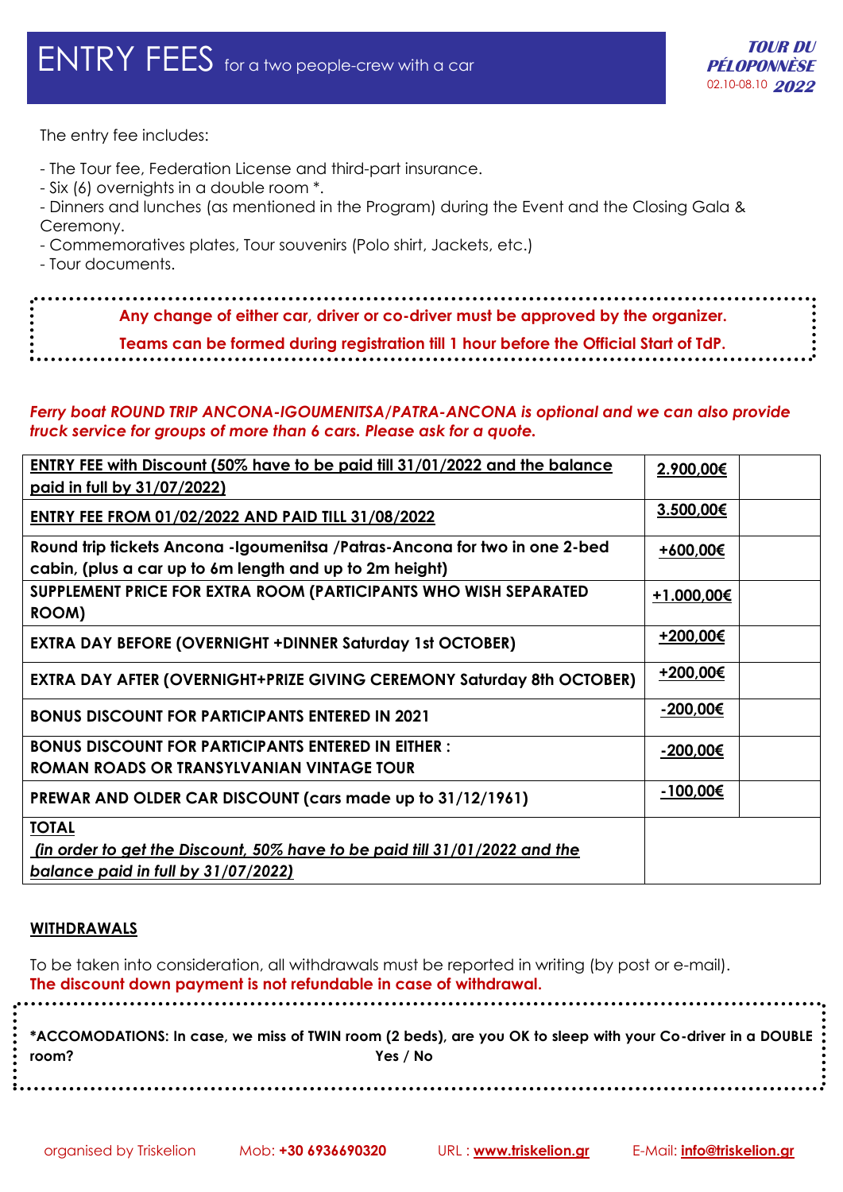# ENTRY FEES for a two people-crew with a car

**TOUR DU PÉLOPONNÈSE**
02.10-08.10 **2022**

The entry fee includes:

- The Tour fee, Federation License and third-part insurance.
- Six (6) overnights in a double room *.
- Dinners and lunches (as mentioned in the Program) during the Event and the Closing Gala & Ceremony.
- Commemoratives plates, Tour souvenirs (Polo shirt, Jackets, etc.)
- Tour documents.

**Any change of either car, driver or co-driver must be approved by the organizer.**

**Teams can be formed during registration till 1 hour before the Official Start of TdP.**

***Ferry boat ROUND TRIP ANCONA-IGOUMENITSA/PATRA-ANCONA is optional and we can also provide truck service for groups of more than 6 cars. Please ask for a quote.***

| | | |
|---|---|---|
| **ENTRY FEE with Discount (50% have to be paid till 31/01/2022 and the balance paid in full by 31/07/2022)** | **2.900,00€** | |
| **ENTRY FEE FROM 01/02/2022 AND PAID TILL 31/08/2022** | **3.500,00€** | |
| **Round trip tickets Ancona -Igoumenitsa /Patras-Ancona for two in one 2-bed cabin, (plus a car up to 6m length and up to 2m height)** | **+600,00€** | |
| **SUPPLEMENT PRICE FOR EXTRA ROOM (PARTICIPANTS WHO WISH SEPARATED ROOM)** | **+1.000,00€** | |
| **EXTRA DAY BEFORE (OVERNIGHT +DINNER Saturday 1st OCTOBER)** | **+200,00€** | |
| **EXTRA DAY AFTER (OVERNIGHT+PRIZE GIVING CEREMONY Saturday 8th OCTOBER)** | **+200,00€** | |
| **BONUS DISCOUNT FOR PARTICIPANTS ENTERED IN 2021** | **-200,00€** | |
| **BONUS DISCOUNT FOR PARTICIPANTS ENTERED IN EITHER : ROMAN ROADS OR TRANSYLVANIAN VINTAGE TOUR** | **-200,00€** | |
| **PREWAR AND OLDER CAR DISCOUNT (cars made up to 31/12/1961)** | **-100,00€** | |
| **TOTAL** ***(in order to get the Discount, 50% have to be paid till 31/01/2022 and the balance paid in full by 31/07/2022)*** | | |

## WITHDRAWALS

To be taken into consideration, all withdrawals must be reported in writing (by post or e-mail).
**The discount down payment is not refundable in case of withdrawal.**

**\*ACCOMODATIONS: In case, we miss of TWIN room (2 beds), are you OK to sleep with your Co-driver in a DOUBLE room? Yes / No**

organised by Triskelion Mob: **+30 6936690320** URL : **www.triskelion.gr** E-Mail: **info@triskelion.gr**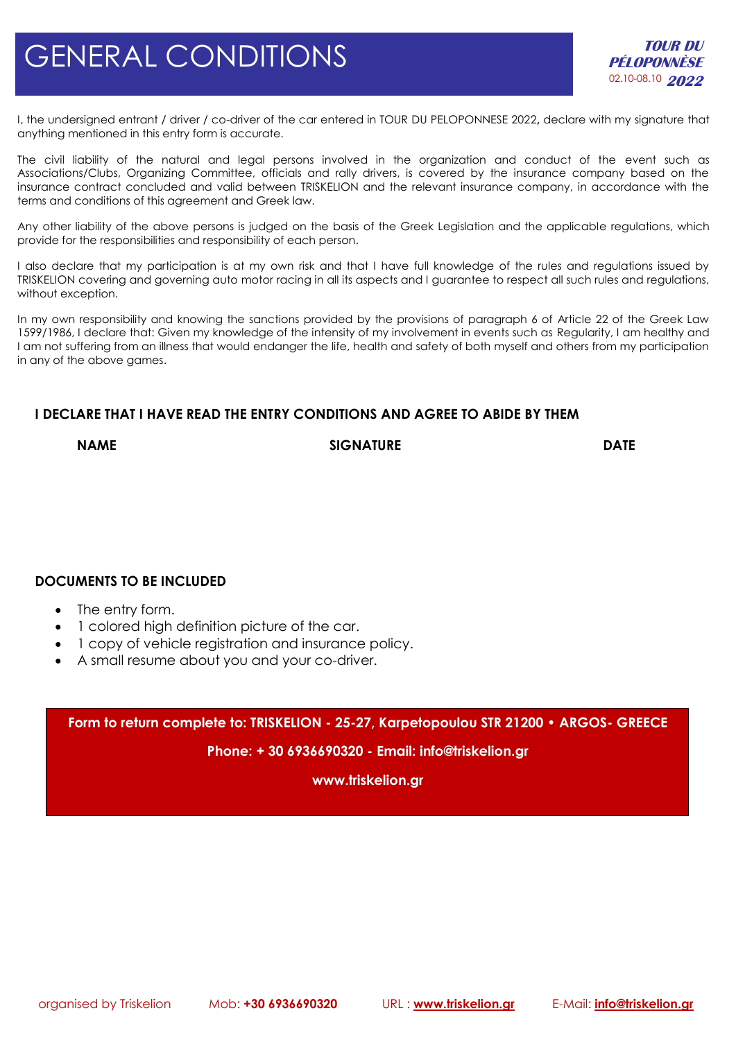# GENERAL CONDITIONS

**TOUR DU PÉLOPONNÈSE**
02.10-08.10 **2022**

I, the undersigned entrant / driver / co-driver of the car entered in TOUR DU PELOPONNESE 2022**,** declare with my signature that anything mentioned in this entry form is accurate.

The civil liability of the natural and legal persons involved in the organization and conduct of the event such as Associations/Clubs, Organizing Committee, officials and rally drivers, is covered by the insurance company based on the insurance contract concluded and valid between TRISKELION and the relevant insurance company, in accordance with the terms and conditions of this agreement and Greek law.

Any other liability of the above persons is judged on the basis of the Greek Legislation and the applicable regulations, which provide for the responsibilities and responsibility of each person.

I also declare that my participation is at my own risk and that I have full knowledge of the rules and regulations issued by TRISKELION covering and governing auto motor racing in all its aspects and I guarantee to respect all such rules and regulations, without exception.

In my own responsibility and knowing the sanctions provided by the provisions of paragraph 6 of Article 22 of the Greek Law 1599/1986, I declare that: Given my knowledge of the intensity of my involvement in events such as Regularity, I am healthy and I am not suffering from an illness that would endanger the life, health and safety of both myself and others from my participation in any of the above games.

**I DECLARE THAT I HAVE READ THE ENTRY CONDITIONS AND AGREE TO ABIDE BY THEM**

| NAME | SIGNATURE | DATE |
|---|---|---|
| | | |

**DOCUMENTS TO BE INCLUDED**

- The entry form.
- 1 colored high definition picture of the car.
- 1 copy of vehicle registration and insurance policy.
- A small resume about you and your co-driver.

**Form to return complete to: TRISKELION - 25-27, Karpetopoulou STR 21200 • ARGOS- GREECE**

**Phone: + 30 6936690320 - Email: info@triskelion.gr**

**www.triskelion.gr**

organised by Triskelion    Mob: **+30 6936690320**    URL : **www.triskelion.gr**    E-Mail: **info@triskelion.gr**